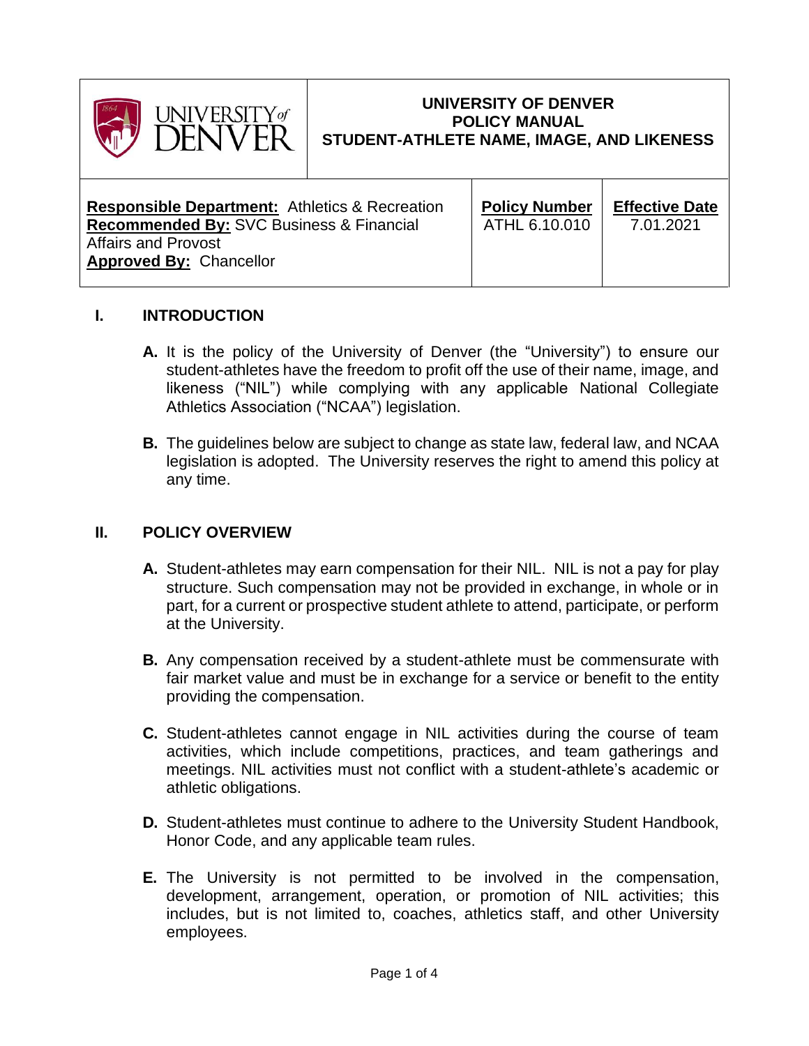| UNIVERSITY of DENVER | **UNIVERSITY OF DENVER**<br>**POLICY MANUAL**<br>**STUDENT-ATHLETE NAME, IMAGE, AND LIKENESS** | |
|---|---|---|
| **Responsible Department:** Athletics & Recreation<br>**Recommended By:** SVC Business & Financial Affairs and Provost<br>**Approved By:** Chancellor | **Policy Number**<br>ATHL 6.10.010 | **Effective Date**<br>7.01.2021 |

## I. INTRODUCTION

**A.** It is the policy of the University of Denver (the "University") to ensure our student-athletes have the freedom to profit off the use of their name, image, and likeness ("NIL") while complying with any applicable National Collegiate Athletics Association ("NCAA") legislation.

**B.** The guidelines below are subject to change as state law, federal law, and NCAA legislation is adopted. The University reserves the right to amend this policy at any time.

## II. POLICY OVERVIEW

**A.** Student-athletes may earn compensation for their NIL. NIL is not a pay for play structure. Such compensation may not be provided in exchange, in whole or in part, for a current or prospective student athlete to attend, participate, or perform at the University.

**B.** Any compensation received by a student-athlete must be commensurate with fair market value and must be in exchange for a service or benefit to the entity providing the compensation.

**C.** Student-athletes cannot engage in NIL activities during the course of team activities, which include competitions, practices, and team gatherings and meetings. NIL activities must not conflict with a student-athlete's academic or athletic obligations.

**D.** Student-athletes must continue to adhere to the University Student Handbook, Honor Code, and any applicable team rules.

**E.** The University is not permitted to be involved in the compensation, development, arrangement, operation, or promotion of NIL activities; this includes, but is not limited to, coaches, athletics staff, and other University employees.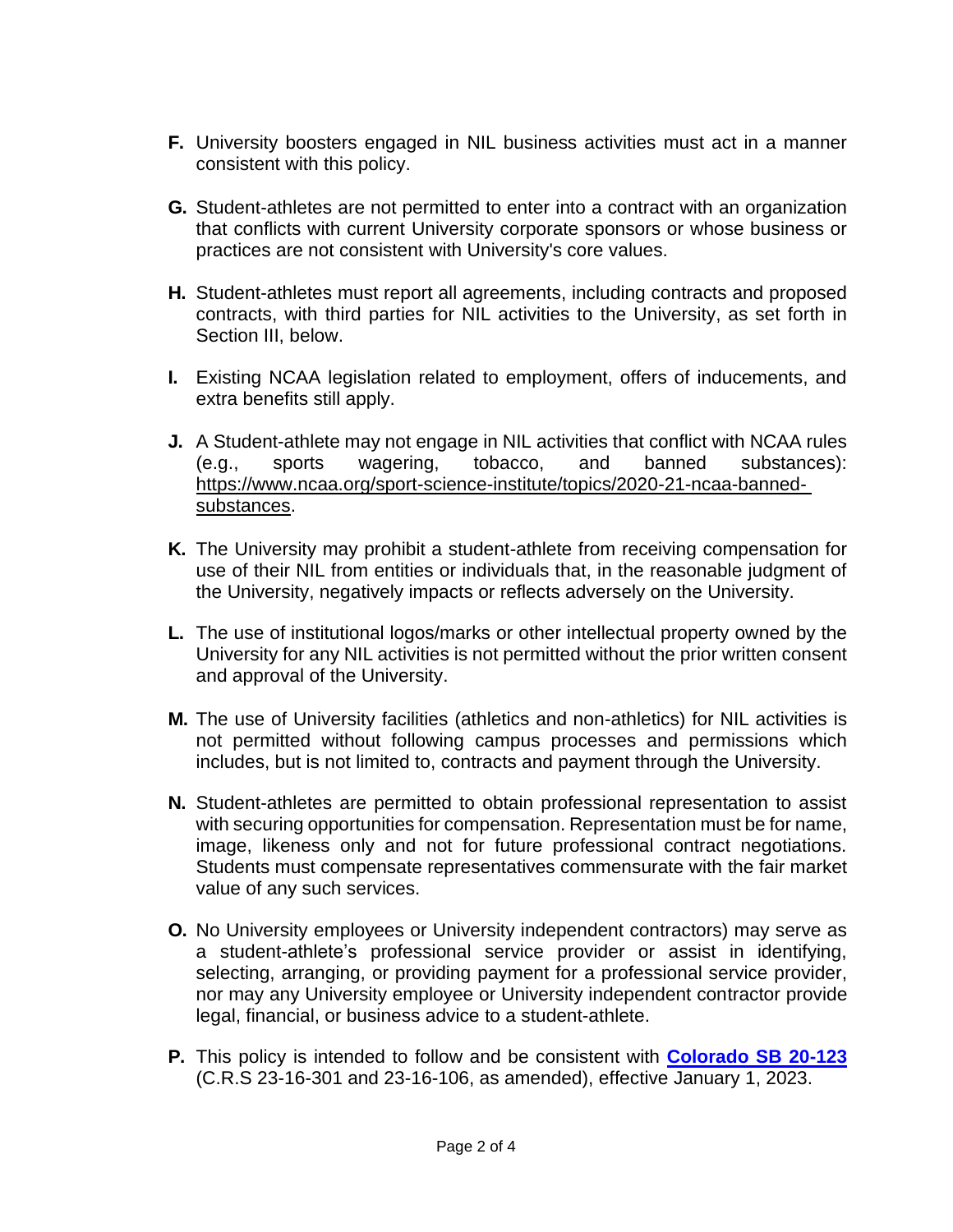**F.** University boosters engaged in NIL business activities must act in a manner consistent with this policy.

**G.** Student-athletes are not permitted to enter into a contract with an organization that conflicts with current University corporate sponsors or whose business or practices are not consistent with University's core values.

**H.** Student-athletes must report all agreements, including contracts and proposed contracts, with third parties for NIL activities to the University, as set forth in Section III, below.

**I.** Existing NCAA legislation related to employment, offers of inducements, and extra benefits still apply.

**J.** A Student-athlete may not engage in NIL activities that conflict with NCAA rules (e.g., sports wagering, tobacco, and banned substances): https://www.ncaa.org/sport-science-institute/topics/2020-21-ncaa-banned-substances.

**K.** The University may prohibit a student-athlete from receiving compensation for use of their NIL from entities or individuals that, in the reasonable judgment of the University, negatively impacts or reflects adversely on the University.

**L.** The use of institutional logos/marks or other intellectual property owned by the University for any NIL activities is not permitted without the prior written consent and approval of the University.

**M.** The use of University facilities (athletics and non-athletics) for NIL activities is not permitted without following campus processes and permissions which includes, but is not limited to, contracts and payment through the University.

**N.** Student-athletes are permitted to obtain professional representation to assist with securing opportunities for compensation. Representation must be for name, image, likeness only and not for future professional contract negotiations. Students must compensate representatives commensurate with the fair market value of any such services.

**O.** No University employees or University independent contractors) may serve as a student-athlete's professional service provider or assist in identifying, selecting, arranging, or providing payment for a professional service provider, nor may any University employee or University independent contractor provide legal, financial, or business advice to a student-athlete.

**P.** This policy is intended to follow and be consistent with **Colorado SB 20-123** (C.R.S 23-16-301 and 23-16-106, as amended), effective January 1, 2023.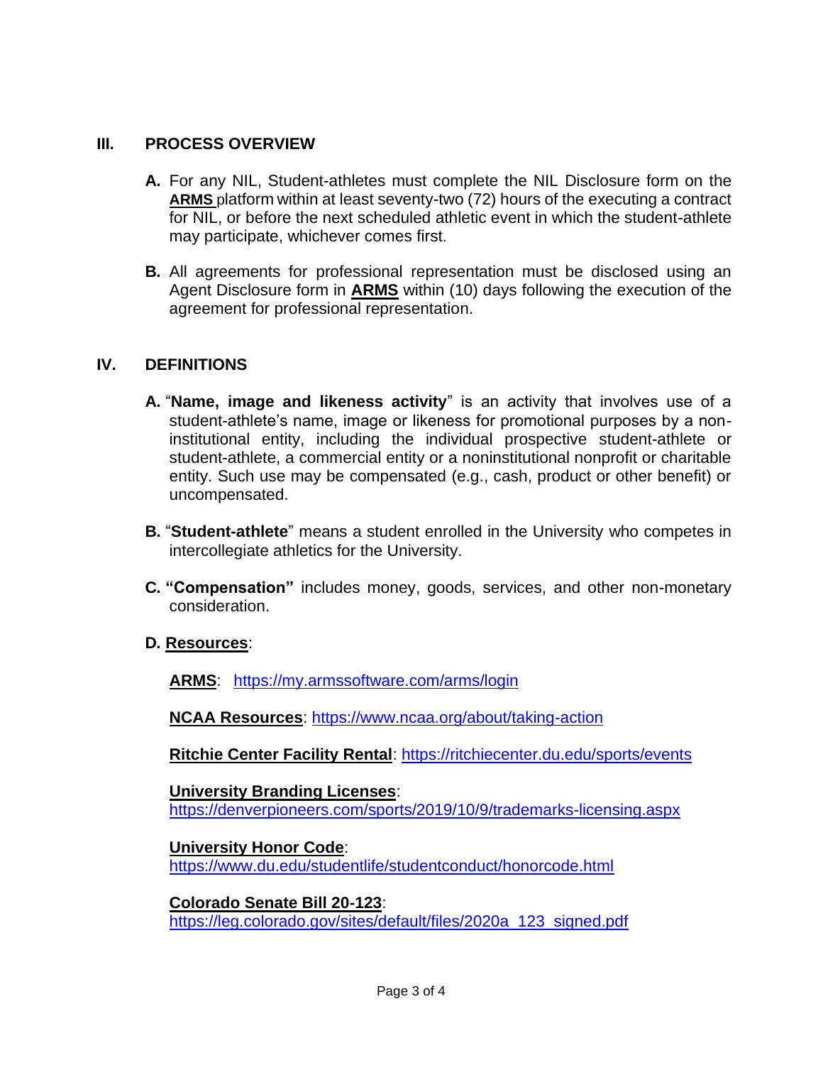## III. PROCESS OVERVIEW

**A.** For any NIL, Student-athletes must complete the NIL Disclosure form on the **ARMS** platform within at least seventy-two (72) hours of the executing a contract for NIL, or before the next scheduled athletic event in which the student-athlete may participate, whichever comes first.

**B.** All agreements for professional representation must be disclosed using an Agent Disclosure form in **ARMS** within (10) days following the execution of the agreement for professional representation.

## IV. DEFINITIONS

**A.** "**Name, image and likeness activity**" is an activity that involves use of a student-athlete's name, image or likeness for promotional purposes by a non-institutional entity, including the individual prospective student-athlete or student-athlete, a commercial entity or a noninstitutional nonprofit or charitable entity. Such use may be compensated (e.g., cash, product or other benefit) or uncompensated.

**B.** "**Student-athlete**" means a student enrolled in the University who competes in intercollegiate athletics for the University.

**C.** **"Compensation"** includes money, goods, services, and other non-monetary consideration.

**D.** **Resources**:

**ARMS**: https://my.armssoftware.com/arms/login

**NCAA Resources**: https://www.ncaa.org/about/taking-action

**Ritchie Center Facility Rental**: https://ritchiecenter.du.edu/sports/events

**University Branding Licenses**:
https://denverpioneers.com/sports/2019/10/9/trademarks-licensing.aspx

**University Honor Code**:
https://www.du.edu/studentlife/studentconduct/honorcode.html

**Colorado Senate Bill 20-123**:
https://leg.colorado.gov/sites/default/files/2020a_123_signed.pdf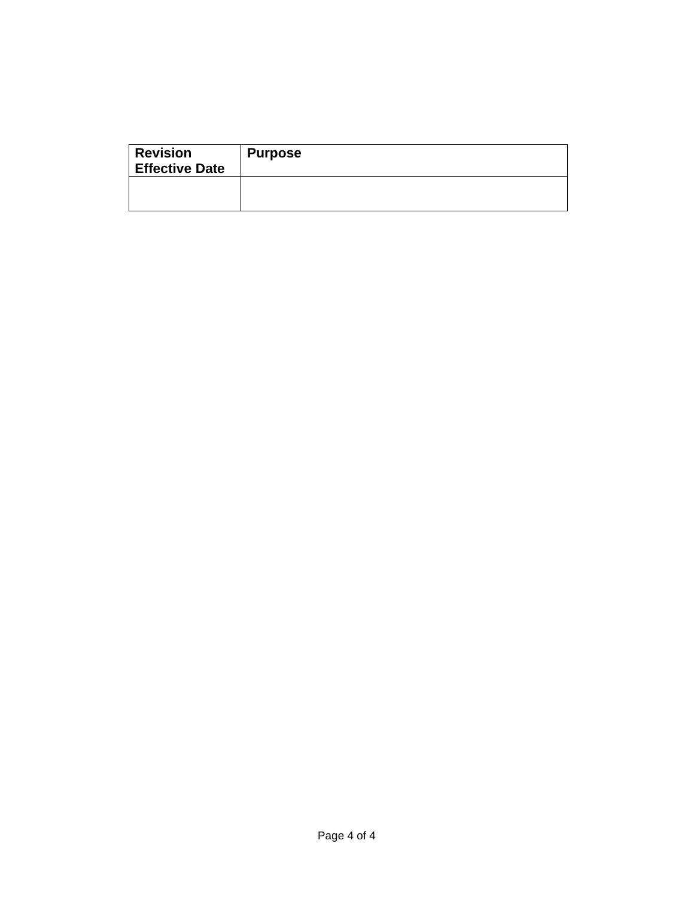| **Revision Effective Date** | **Purpose** |
|---|---|
| | |